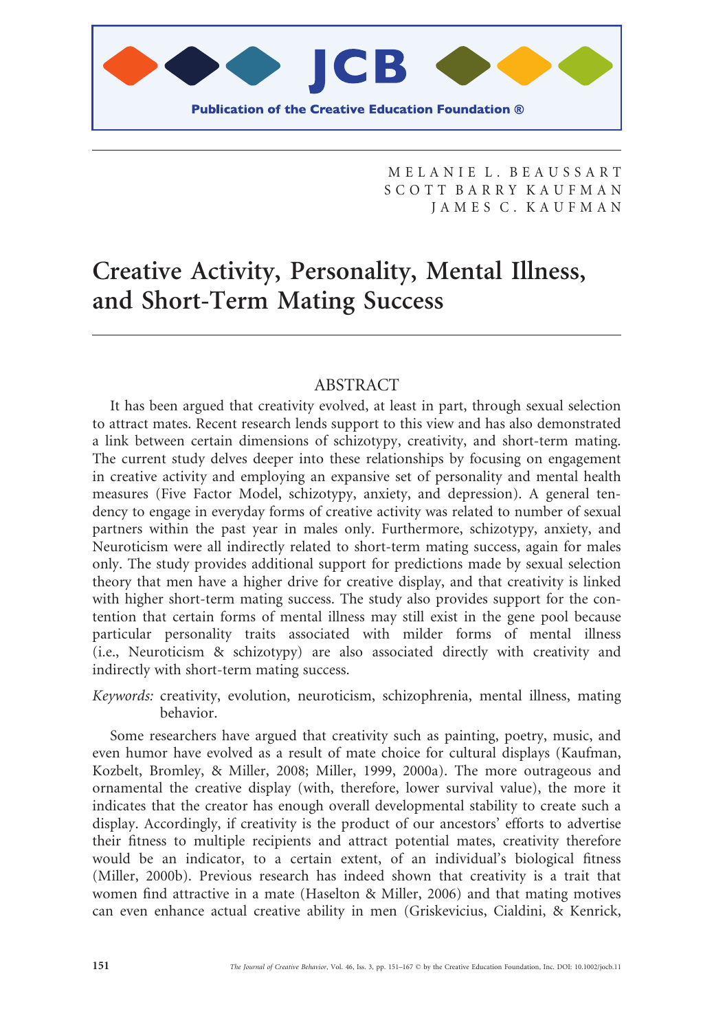MELANIE L. BEAUSSART
SCOTT BARRY KAUFMAN
JAMES C. KAUFMAN

# Creative Activity, Personality, Mental Illness, and Short-Term Mating Success

## ABSTRACT

It has been argued that creativity evolved, at least in part, through sexual selection to attract mates. Recent research lends support to this view and has also demonstrated a link between certain dimensions of schizotypy, creativity, and short-term mating. The current study delves deeper into these relationships by focusing on engagement in creative activity and employing an expansive set of personality and mental health measures (Five Factor Model, schizotypy, anxiety, and depression). A general tendency to engage in everyday forms of creative activity was related to number of sexual partners within the past year in males only. Furthermore, schizotypy, anxiety, and Neuroticism were all indirectly related to short-term mating success, again for males only. The study provides additional support for predictions made by sexual selection theory that men have a higher drive for creative display, and that creativity is linked with higher short-term mating success. The study also provides support for the contention that certain forms of mental illness may still exist in the gene pool because particular personality traits associated with milder forms of mental illness (i.e., Neuroticism & schizotypy) are also associated directly with creativity and indirectly with short-term mating success.

*Keywords:* creativity, evolution, neuroticism, schizophrenia, mental illness, mating behavior.

Some researchers have argued that creativity such as painting, poetry, music, and even humor have evolved as a result of mate choice for cultural displays (Kaufman, Kozbelt, Bromley, & Miller, 2008; Miller, 1999, 2000a). The more outrageous and ornamental the creative display (with, therefore, lower survival value), the more it indicates that the creator has enough overall developmental stability to create such a display. Accordingly, if creativity is the product of our ancestors' efforts to advertise their fitness to multiple recipients and attract potential mates, creativity therefore would be an indicator, to a certain extent, of an individual's biological fitness (Miller, 2000b). Previous research has indeed shown that creativity is a trait that women find attractive in a mate (Haselton & Miller, 2006) and that mating motives can even enhance actual creative ability in men (Griskevicius, Cialdini, & Kenrick,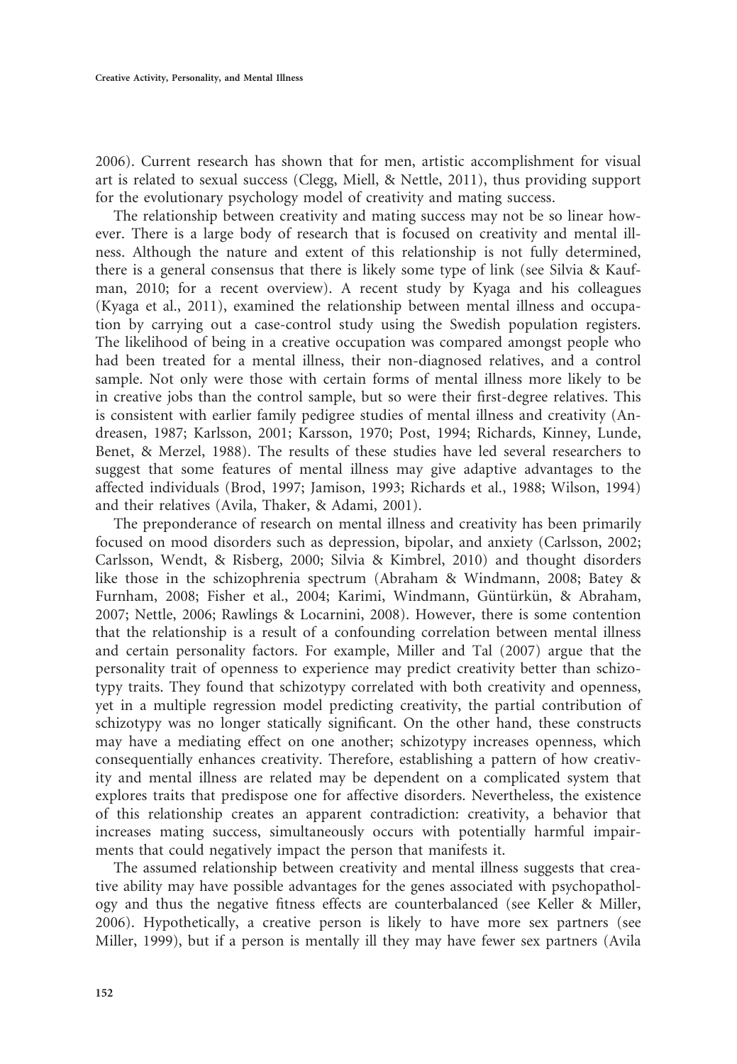2006). Current research has shown that for men, artistic accomplishment for visual art is related to sexual success (Clegg, Miell, & Nettle, 2011), thus providing support for the evolutionary psychology model of creativity and mating success.

The relationship between creativity and mating success may not be so linear however. There is a large body of research that is focused on creativity and mental illness. Although the nature and extent of this relationship is not fully determined, there is a general consensus that there is likely some type of link (see Silvia & Kaufman, 2010; for a recent overview). A recent study by Kyaga and his colleagues (Kyaga et al., 2011), examined the relationship between mental illness and occupation by carrying out a case-control study using the Swedish population registers. The likelihood of being in a creative occupation was compared amongst people who had been treated for a mental illness, their non-diagnosed relatives, and a control sample. Not only were those with certain forms of mental illness more likely to be in creative jobs than the control sample, but so were their first-degree relatives. This is consistent with earlier family pedigree studies of mental illness and creativity (Andreasen, 1987; Karlsson, 2001; Karsson, 1970; Post, 1994; Richards, Kinney, Lunde, Benet, & Merzel, 1988). The results of these studies have led several researchers to suggest that some features of mental illness may give adaptive advantages to the affected individuals (Brod, 1997; Jamison, 1993; Richards et al., 1988; Wilson, 1994) and their relatives (Avila, Thaker, & Adami, 2001).

The preponderance of research on mental illness and creativity has been primarily focused on mood disorders such as depression, bipolar, and anxiety (Carlsson, 2002; Carlsson, Wendt, & Risberg, 2000; Silvia & Kimbrel, 2010) and thought disorders like those in the schizophrenia spectrum (Abraham & Windmann, 2008; Batey & Furnham, 2008; Fisher et al., 2004; Karimi, Windmann, Güntürkün, & Abraham, 2007; Nettle, 2006; Rawlings & Locarnini, 2008). However, there is some contention that the relationship is a result of a confounding correlation between mental illness and certain personality factors. For example, Miller and Tal (2007) argue that the personality trait of openness to experience may predict creativity better than schizotypy traits. They found that schizotypy correlated with both creativity and openness, yet in a multiple regression model predicting creativity, the partial contribution of schizotypy was no longer statically significant. On the other hand, these constructs may have a mediating effect on one another; schizotypy increases openness, which consequentially enhances creativity. Therefore, establishing a pattern of how creativity and mental illness are related may be dependent on a complicated system that explores traits that predispose one for affective disorders. Nevertheless, the existence of this relationship creates an apparent contradiction: creativity, a behavior that increases mating success, simultaneously occurs with potentially harmful impairments that could negatively impact the person that manifests it.

The assumed relationship between creativity and mental illness suggests that creative ability may have possible advantages for the genes associated with psychopathology and thus the negative fitness effects are counterbalanced (see Keller & Miller, 2006). Hypothetically, a creative person is likely to have more sex partners (see Miller, 1999), but if a person is mentally ill they may have fewer sex partners (Avila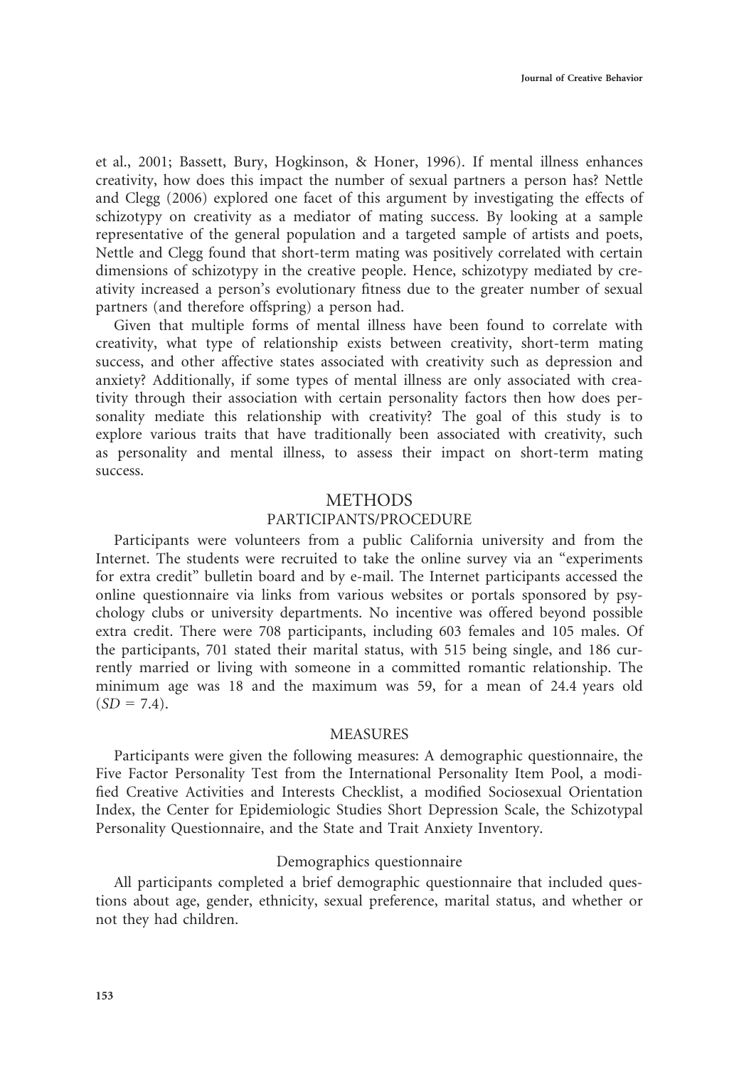et al., 2001; Bassett, Bury, Hogkinson, & Honer, 1996). If mental illness enhances creativity, how does this impact the number of sexual partners a person has? Nettle and Clegg (2006) explored one facet of this argument by investigating the effects of schizotypy on creativity as a mediator of mating success. By looking at a sample representative of the general population and a targeted sample of artists and poets, Nettle and Clegg found that short-term mating was positively correlated with certain dimensions of schizotypy in the creative people. Hence, schizotypy mediated by creativity increased a person's evolutionary fitness due to the greater number of sexual partners (and therefore offspring) a person had.

Given that multiple forms of mental illness have been found to correlate with creativity, what type of relationship exists between creativity, short-term mating success, and other affective states associated with creativity such as depression and anxiety? Additionally, if some types of mental illness are only associated with creativity through their association with certain personality factors then how does personality mediate this relationship with creativity? The goal of this study is to explore various traits that have traditionally been associated with creativity, such as personality and mental illness, to assess their impact on short-term mating success.

# METHODS

## PARTICIPANTS/PROCEDURE

Participants were volunteers from a public California university and from the Internet. The students were recruited to take the online survey via an "experiments for extra credit" bulletin board and by e-mail. The Internet participants accessed the online questionnaire via links from various websites or portals sponsored by psychology clubs or university departments. No incentive was offered beyond possible extra credit. There were 708 participants, including 603 females and 105 males. Of the participants, 701 stated their marital status, with 515 being single, and 186 currently married or living with someone in a committed romantic relationship. The minimum age was 18 and the maximum was 59, for a mean of 24.4 years old ($SD = 7.4$).

## MEASURES

Participants were given the following measures: A demographic questionnaire, the Five Factor Personality Test from the International Personality Item Pool, a modified Creative Activities and Interests Checklist, a modified Sociosexual Orientation Index, the Center for Epidemiologic Studies Short Depression Scale, the Schizotypal Personality Questionnaire, and the State and Trait Anxiety Inventory.

### Demographics questionnaire

All participants completed a brief demographic questionnaire that included questions about age, gender, ethnicity, sexual preference, marital status, and whether or not they had children.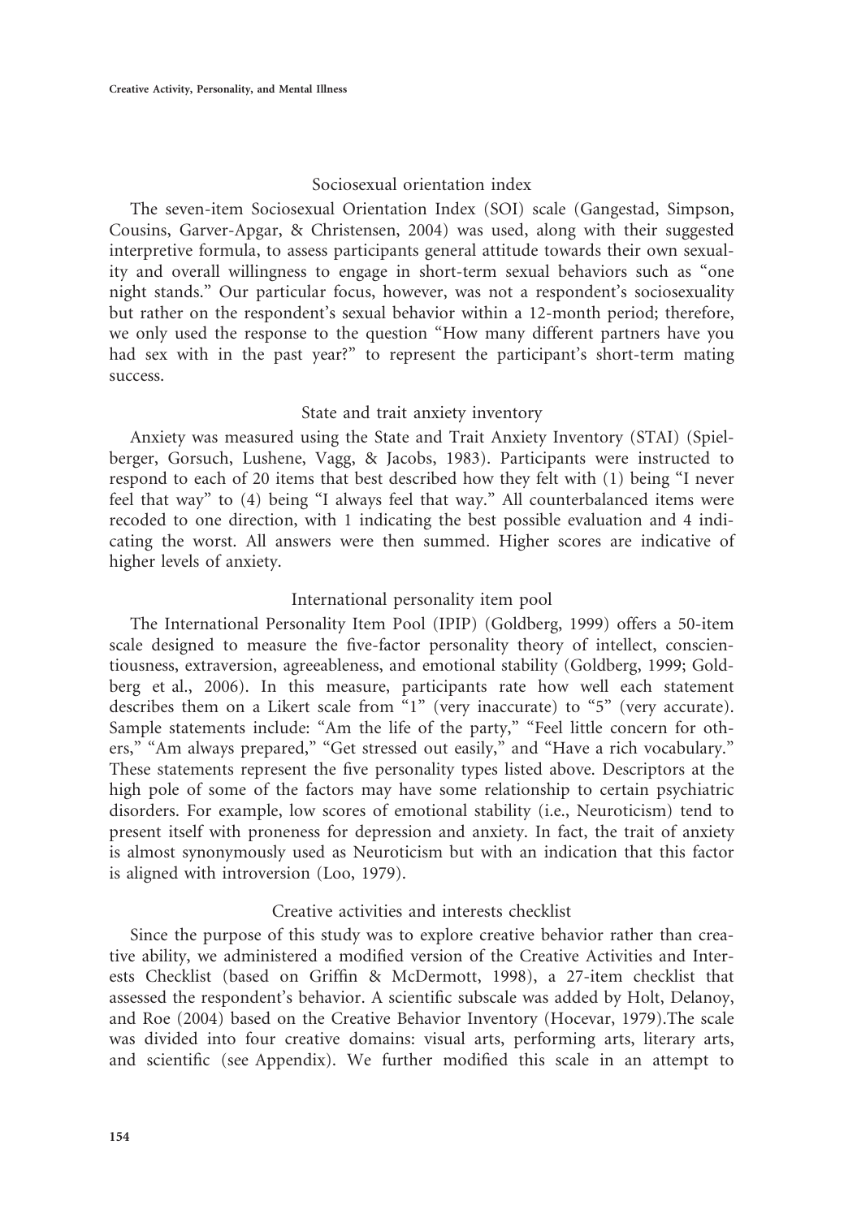### Sociosexual orientation index

The seven-item Sociosexual Orientation Index (SOI) scale (Gangestad, Simpson, Cousins, Garver-Apgar, & Christensen, 2004) was used, along with their suggested interpretive formula, to assess participants general attitude towards their own sexuality and overall willingness to engage in short-term sexual behaviors such as "one night stands." Our particular focus, however, was not a respondent's sociosexuality but rather on the respondent's sexual behavior within a 12-month period; therefore, we only used the response to the question "How many different partners have you had sex with in the past year?" to represent the participant's short-term mating success.

### State and trait anxiety inventory

Anxiety was measured using the State and Trait Anxiety Inventory (STAI) (Spielberger, Gorsuch, Lushene, Vagg, & Jacobs, 1983). Participants were instructed to respond to each of 20 items that best described how they felt with (1) being "I never feel that way" to (4) being "I always feel that way." All counterbalanced items were recoded to one direction, with 1 indicating the best possible evaluation and 4 indicating the worst. All answers were then summed. Higher scores are indicative of higher levels of anxiety.

### International personality item pool

The International Personality Item Pool (IPIP) (Goldberg, 1999) offers a 50-item scale designed to measure the five-factor personality theory of intellect, conscientiousness, extraversion, agreeableness, and emotional stability (Goldberg, 1999; Goldberg et al., 2006). In this measure, participants rate how well each statement describes them on a Likert scale from "1" (very inaccurate) to "5" (very accurate). Sample statements include: "Am the life of the party," "Feel little concern for others," "Am always prepared," "Get stressed out easily," and "Have a rich vocabulary." These statements represent the five personality types listed above. Descriptors at the high pole of some of the factors may have some relationship to certain psychiatric disorders. For example, low scores of emotional stability (i.e., Neuroticism) tend to present itself with proneness for depression and anxiety. In fact, the trait of anxiety is almost synonymously used as Neuroticism but with an indication that this factor is aligned with introversion (Loo, 1979).

### Creative activities and interests checklist

Since the purpose of this study was to explore creative behavior rather than creative ability, we administered a modified version of the Creative Activities and Interests Checklist (based on Griffin & McDermott, 1998), a 27-item checklist that assessed the respondent's behavior. A scientific subscale was added by Holt, Delanoy, and Roe (2004) based on the Creative Behavior Inventory (Hocevar, 1979).The scale was divided into four creative domains: visual arts, performing arts, literary arts, and scientific (see Appendix). We further modified this scale in an attempt to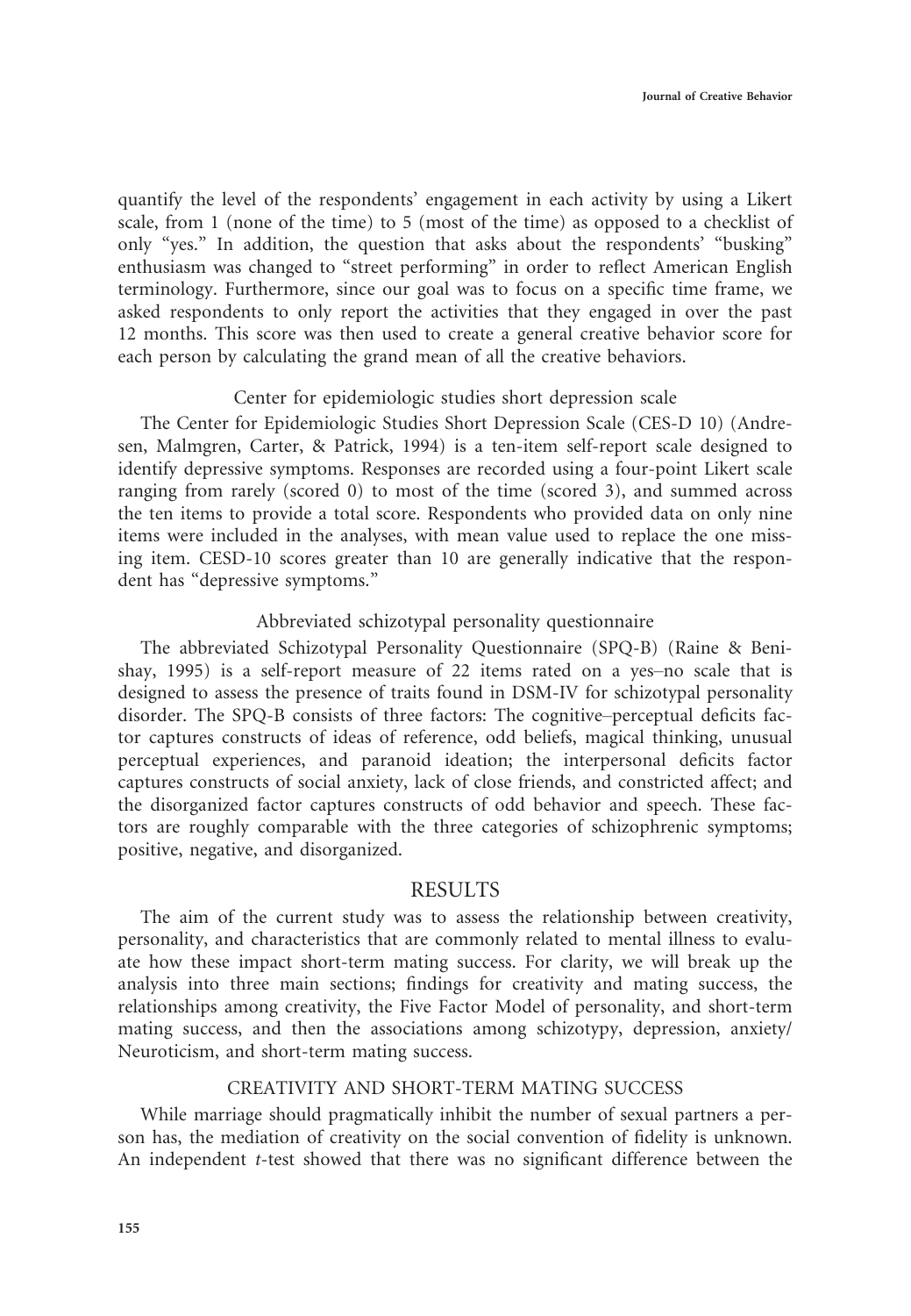quantify the level of the respondents' engagement in each activity by using a Likert scale, from 1 (none of the time) to 5 (most of the time) as opposed to a checklist of only "yes." In addition, the question that asks about the respondents' "busking" enthusiasm was changed to "street performing" in order to reflect American English terminology. Furthermore, since our goal was to focus on a specific time frame, we asked respondents to only report the activities that they engaged in over the past 12 months. This score was then used to create a general creative behavior score for each person by calculating the grand mean of all the creative behaviors.

### Center for epidemiologic studies short depression scale

The Center for Epidemiologic Studies Short Depression Scale (CES-D 10) (Andresen, Malmgren, Carter, & Patrick, 1994) is a ten-item self-report scale designed to identify depressive symptoms. Responses are recorded using a four-point Likert scale ranging from rarely (scored 0) to most of the time (scored 3), and summed across the ten items to provide a total score. Respondents who provided data on only nine items were included in the analyses, with mean value used to replace the one missing item. CESD-10 scores greater than 10 are generally indicative that the respondent has "depressive symptoms."

### Abbreviated schizotypal personality questionnaire

The abbreviated Schizotypal Personality Questionnaire (SPQ-B) (Raine & Benishay, 1995) is a self-report measure of 22 items rated on a yes–no scale that is designed to assess the presence of traits found in DSM-IV for schizotypal personality disorder. The SPQ-B consists of three factors: The cognitive–perceptual deficits factor captures constructs of ideas of reference, odd beliefs, magical thinking, unusual perceptual experiences, and paranoid ideation; the interpersonal deficits factor captures constructs of social anxiety, lack of close friends, and constricted affect; and the disorganized factor captures constructs of odd behavior and speech. These factors are roughly comparable with the three categories of schizophrenic symptoms; positive, negative, and disorganized.

## RESULTS

The aim of the current study was to assess the relationship between creativity, personality, and characteristics that are commonly related to mental illness to evaluate how these impact short-term mating success. For clarity, we will break up the analysis into three main sections; findings for creativity and mating success, the relationships among creativity, the Five Factor Model of personality, and short-term mating success, and then the associations among schizotypy, depression, anxiety/Neuroticism, and short-term mating success.

### CREATIVITY AND SHORT-TERM MATING SUCCESS

While marriage should pragmatically inhibit the number of sexual partners a person has, the mediation of creativity on the social convention of fidelity is unknown. An independent *t*-test showed that there was no significant difference between the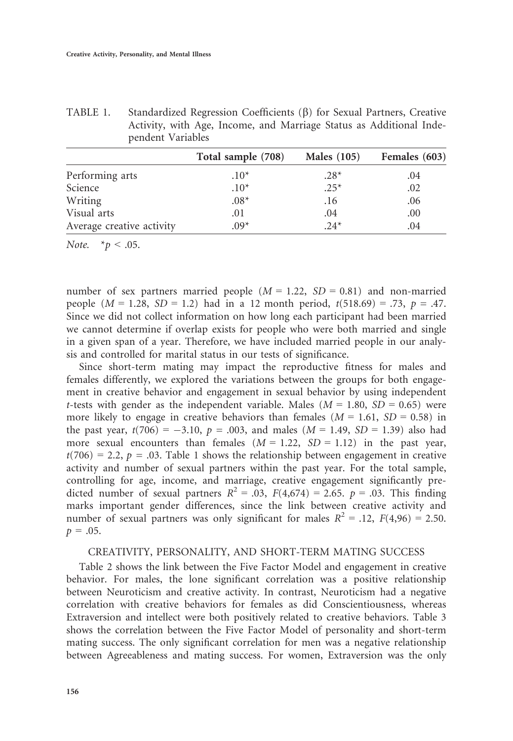TABLE 1. Standardized Regression Coefficients (β) for Sexual Partners, Creative Activity, with Age, Income, and Marriage Status as Additional Independent Variables

| | Total sample (708) | Males (105) | Females (603) |
|---|---|---|---|
| Performing arts | .10* | .28* | .04 |
| Science | .10* | .25* | .02 |
| Writing | .08* | .16 | .06 |
| Visual arts | .01 | .04 | .00 |
| Average creative activity | .09* | .24* | .04 |

*Note.* $^*p < .05$.

number of sex partners married people ($M = 1.22$, $SD = 0.81$) and non-married people ($M = 1.28$, $SD = 1.2$) had in a 12 month period, $t(518.69) = .73$, $p = .47$. Since we did not collect information on how long each participant had been married we cannot determine if overlap exists for people who were both married and single in a given span of a year. Therefore, we have included married people in our analysis and controlled for marital status in our tests of significance.

Since short-term mating may impact the reproductive fitness for males and females differently, we explored the variations between the groups for both engagement in creative behavior and engagement in sexual behavior by using independent *t*-tests with gender as the independent variable. Males ($M = 1.80$, $SD = 0.65$) were more likely to engage in creative behaviors than females ($M = 1.61$, $SD = 0.58$) in the past year, $t(706) = -3.10$, $p = .003$, and males ($M = 1.49$, $SD = 1.39$) also had more sexual encounters than females ($M = 1.22$, $SD = 1.12$) in the past year, $t(706) = 2.2$, $p = .03$. Table 1 shows the relationship between engagement in creative activity and number of sexual partners within the past year. For the total sample, controlling for age, income, and marriage, creative engagement significantly predicted number of sexual partners $R^2 = .03$, $F(4,674) = 2.65$. $p = .03$. This finding marks important gender differences, since the link between creative activity and number of sexual partners was only significant for males $R^2 = .12$, $F(4,96) = 2.50$. $p = .05$.

## CREATIVITY, PERSONALITY, AND SHORT-TERM MATING SUCCESS

Table 2 shows the link between the Five Factor Model and engagement in creative behavior. For males, the lone significant correlation was a positive relationship between Neuroticism and creative activity. In contrast, Neuroticism had a negative correlation with creative behaviors for females as did Conscientiousness, whereas Extraversion and intellect were both positively related to creative behaviors. Table 3 shows the correlation between the Five Factor Model of personality and short-term mating success. The only significant correlation for men was a negative relationship between Agreeableness and mating success. For women, Extraversion was the only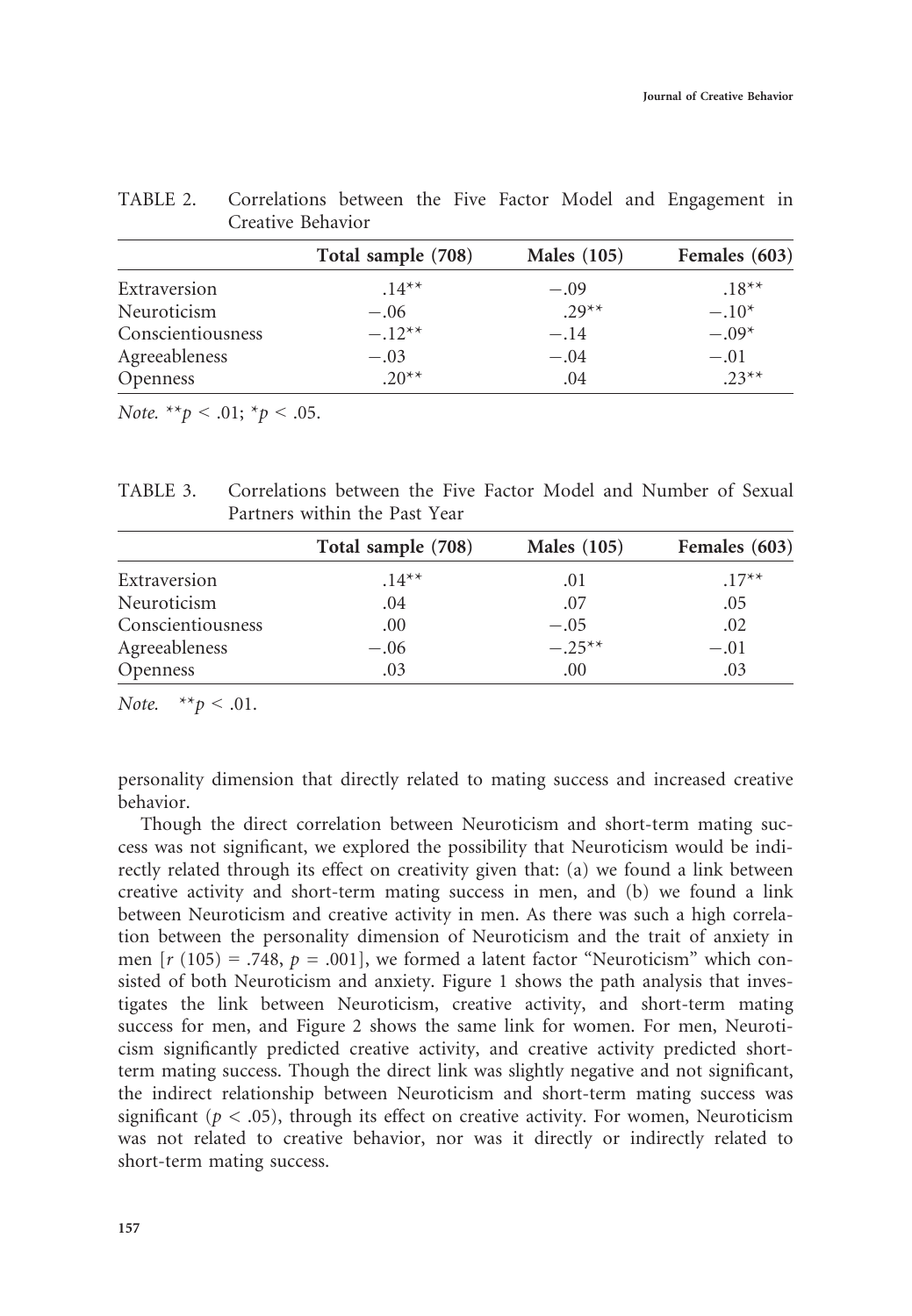TABLE 2. Correlations between the Five Factor Model and Engagement in Creative Behavior

| | Total sample (708) | Males (105) | Females (603) |
|---|---|---|---|
| Extraversion | .14** | −.09 | .18** |
| Neuroticism | −.06 | .29** | −.10* |
| Conscientiousness | −.12** | −.14 | −.09* |
| Agreeableness | −.03 | −.04 | −.01 |
| Openness | .20** | .04 | .23** |

*Note.* $^{**}p < .01$; $^{*}p < .05$.

TABLE 3. Correlations between the Five Factor Model and Number of Sexual Partners within the Past Year

| | Total sample (708) | Males (105) | Females (603) |
|---|---|---|---|
| Extraversion | .14** | .01 | .17** |
| Neuroticism | .04 | .07 | .05 |
| Conscientiousness | .00 | −.05 | .02 |
| Agreeableness | −.06 | −.25** | −.01 |
| Openness | .03 | .00 | .03 |

*Note.* $^{**}p < .01$.

personality dimension that directly related to mating success and increased creative behavior.

Though the direct correlation between Neuroticism and short-term mating success was not significant, we explored the possibility that Neuroticism would be indirectly related through its effect on creativity given that: (a) we found a link between creative activity and short-term mating success in men, and (b) we found a link between Neuroticism and creative activity in men. As there was such a high correlation between the personality dimension of Neuroticism and the trait of anxiety in men [$r$ (105) = .748, $p$ = .001], we formed a latent factor "Neuroticism" which consisted of both Neuroticism and anxiety. Figure 1 shows the path analysis that investigates the link between Neuroticism, creative activity, and short-term mating success for men, and Figure 2 shows the same link for women. For men, Neuroticism significantly predicted creative activity, and creative activity predicted short-term mating success. Though the direct link was slightly negative and not significant, the indirect relationship between Neuroticism and short-term mating success was significant ($p < .05$), through its effect on creative activity. For women, Neuroticism was not related to creative behavior, nor was it directly or indirectly related to short-term mating success.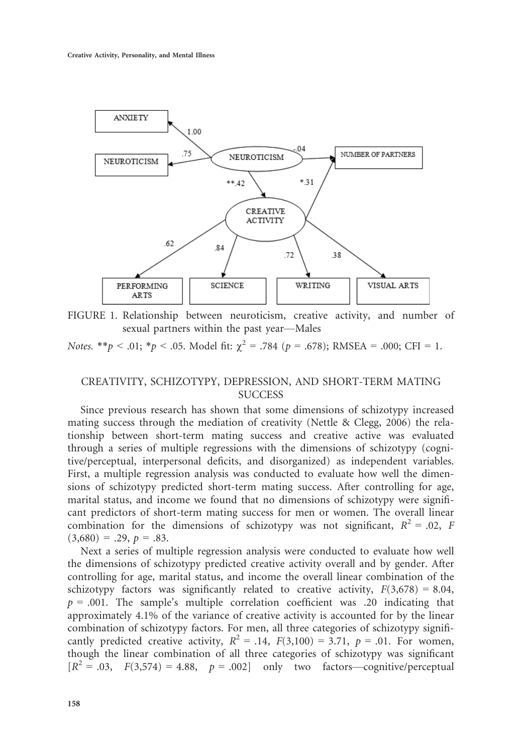FIGURE 1. Relationship between neuroticism, creative activity, and number of sexual partners within the past year—Males

*Notes.* ** $p < .01$; * $p < .05$. Model fit: $\chi^2 = .784$ ($p = .678$); RMSEA = .000; CFI = 1.

## CREATIVITY, SCHIZOTYPY, DEPRESSION, AND SHORT-TERM MATING SUCCESS

Since previous research has shown that some dimensions of schizotypy increased mating success through the mediation of creativity (Nettle & Clegg, 2006) the relationship between short-term mating success and creative active was evaluated through a series of multiple regressions with the dimensions of schizotypy (cognitive/perceptual, interpersonal deficits, and disorganized) as independent variables. First, a multiple regression analysis was conducted to evaluate how well the dimensions of schizotypy predicted short-term mating success. After controlling for age, marital status, and income we found that no dimensions of schizotypy were significant predictors of short-term mating success for men or women. The overall linear combination for the dimensions of schizotypy was not significant, $R^2 = .02$, $F(3,680) = .29$, $p = .83$.

Next a series of multiple regression analysis were conducted to evaluate how well the dimensions of schizotypy predicted creative activity overall and by gender. After controlling for age, marital status, and income the overall linear combination of the schizotypy factors was significantly related to creative activity, $F(3,678) = 8.04$, $p = .001$. The sample's multiple correlation coefficient was .20 indicating that approximately 4.1% of the variance of creative activity is accounted for by the linear combination of schizotypy factors. For men, all three categories of schizotypy significantly predicted creative activity, $R^2 = .14$, $F(3,100) = 3.71$, $p = .01$. For women, though the linear combination of all three categories of schizotypy was significant [$R^2 = .03$, $F(3,574) = 4.88$, $p = .002$] only two factors—cognitive/perceptual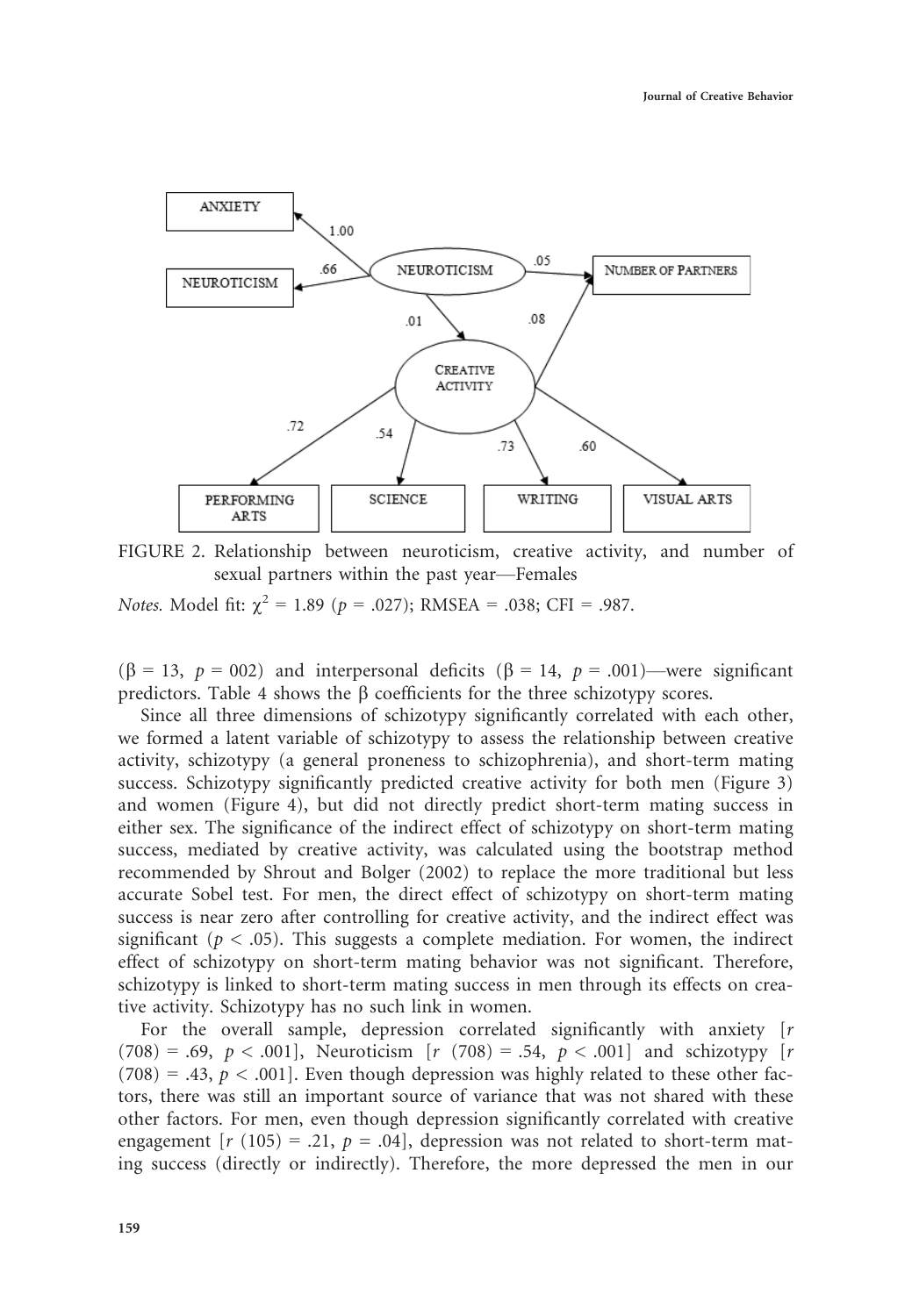FIGURE 2. Relationship between neuroticism, creative activity, and number of sexual partners within the past year—Females

*Notes.* Model fit: $\chi^2 = 1.89$ ($p = .027$); RMSEA = .038; CFI = .987.

($\beta = 13$, $p = 002$) and interpersonal deficits ($\beta = 14$, $p = .001$)—were significant predictors. Table 4 shows the $\beta$ coefficients for the three schizotypy scores.

Since all three dimensions of schizotypy significantly correlated with each other, we formed a latent variable of schizotypy to assess the relationship between creative activity, schizotypy (a general proneness to schizophrenia), and short-term mating success. Schizotypy significantly predicted creative activity for both men (Figure 3) and women (Figure 4), but did not directly predict short-term mating success in either sex. The significance of the indirect effect of schizotypy on short-term mating success, mediated by creative activity, was calculated using the bootstrap method recommended by Shrout and Bolger (2002) to replace the more traditional but less accurate Sobel test. For men, the direct effect of schizotypy on short-term mating success is near zero after controlling for creative activity, and the indirect effect was significant ($p < .05$). This suggests a complete mediation. For women, the indirect effect of schizotypy on short-term mating behavior was not significant. Therefore, schizotypy is linked to short-term mating success in men through its effects on creative activity. Schizotypy has no such link in women.

For the overall sample, depression correlated significantly with anxiety [$r$ (708) = .69, $p < .001$], Neuroticism [$r$ (708) = .54, $p < .001$] and schizotypy [$r$ (708) = .43, $p < .001$]. Even though depression was highly related to these other factors, there was still an important source of variance that was not shared with these other factors. For men, even though depression significantly correlated with creative engagement [$r$ (105) = .21, $p = .04$], depression was not related to short-term mating success (directly or indirectly). Therefore, the more depressed the men in our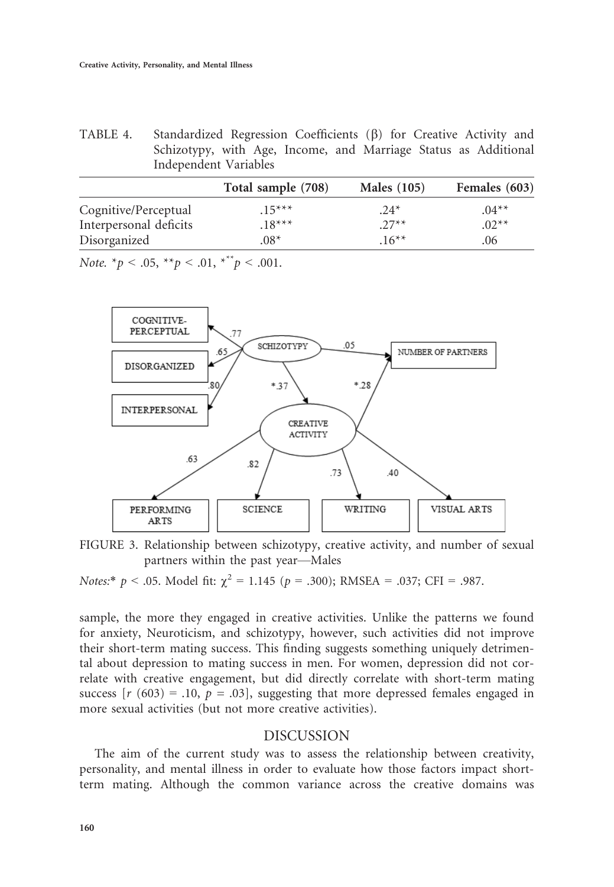TABLE 4. Standardized Regression Coefficients (β) for Creative Activity and Schizotypy, with Age, Income, and Marriage Status as Additional Independent Variables

| | Total sample (708) | Males (105) | Females (603) |
|---|---|---|---|
| Cognitive/Perceptual | .15*** | .24* | .04** |
| Interpersonal deficits | .18*** | .27** | .02** |
| Disorganized | .08* | .16** | .06 |

*Note.* $^{*}p < .05$, $^{**}p < .01$, $^{***}p < .001$.

FIGURE 3. Relationship between schizotypy, creative activity, and number of sexual partners within the past year—Males

*Notes:** $p < .05$. Model fit: $\chi^2 = 1.145$ ($p = .300$); RMSEA = .037; CFI = .987.

sample, the more they engaged in creative activities. Unlike the patterns we found for anxiety, Neuroticism, and schizotypy, however, such activities did not improve their short-term mating success. This finding suggests something uniquely detrimental about depression to mating success in men. For women, depression did not correlate with creative engagement, but did directly correlate with short-term mating success [$r$ (603) = .10, $p$ = .03], suggesting that more depressed females engaged in more sexual activities (but not more creative activities).

## DISCUSSION

The aim of the current study was to assess the relationship between creativity, personality, and mental illness in order to evaluate how those factors impact short-term mating. Although the common variance across the creative domains was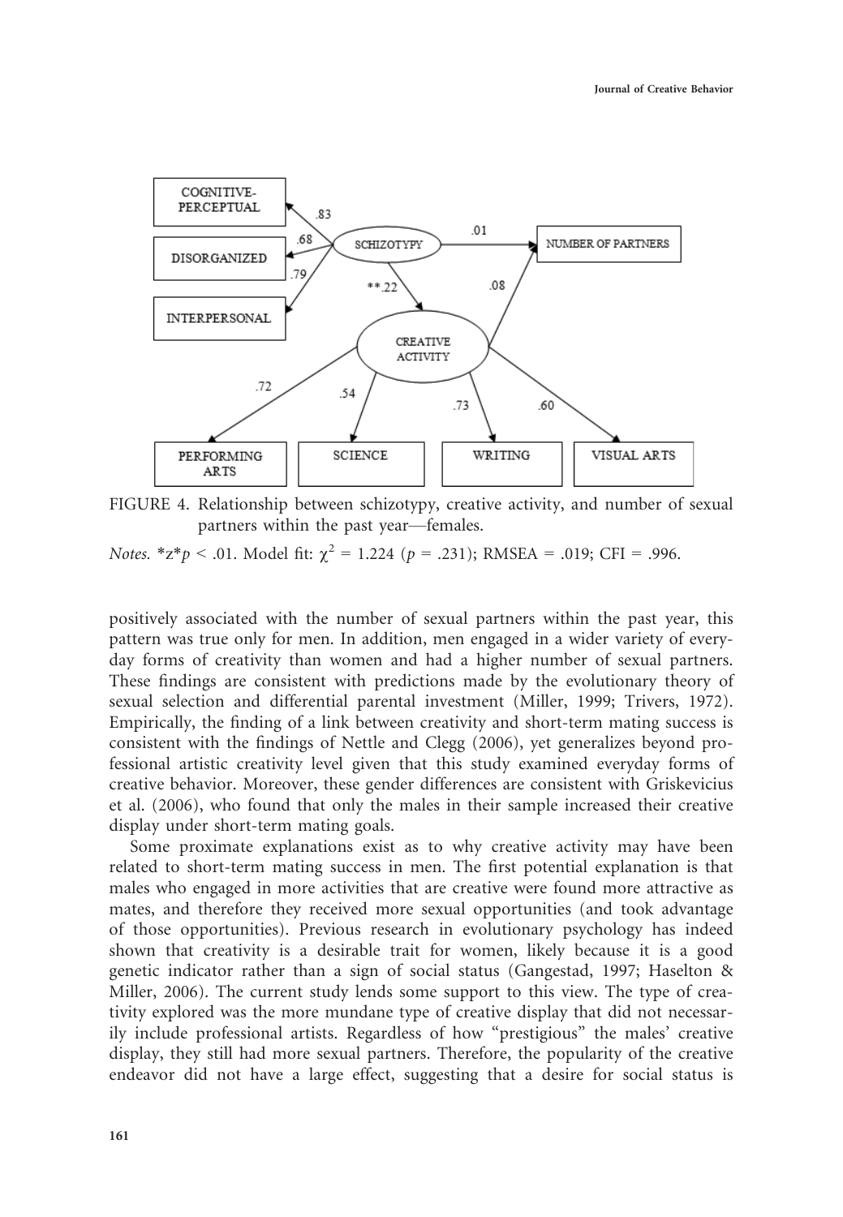FIGURE 4. Relationship between schizotypy, creative activity, and number of sexual partners within the past year—females.

*Notes.* *z*$p < .01$. Model fit: $\chi^2 = 1.224$ ($p = .231$); RMSEA = .019; CFI = .996.

positively associated with the number of sexual partners within the past year, this pattern was true only for men. In addition, men engaged in a wider variety of everyday forms of creativity than women and had a higher number of sexual partners. These findings are consistent with predictions made by the evolutionary theory of sexual selection and differential parental investment (Miller, 1999; Trivers, 1972). Empirically, the finding of a link between creativity and short-term mating success is consistent with the findings of Nettle and Clegg (2006), yet generalizes beyond professional artistic creativity level given that this study examined everyday forms of creative behavior. Moreover, these gender differences are consistent with Griskevicius et al. (2006), who found that only the males in their sample increased their creative display under short-term mating goals.

Some proximate explanations exist as to why creative activity may have been related to short-term mating success in men. The first potential explanation is that males who engaged in more activities that are creative were found more attractive as mates, and therefore they received more sexual opportunities (and took advantage of those opportunities). Previous research in evolutionary psychology has indeed shown that creativity is a desirable trait for women, likely because it is a good genetic indicator rather than a sign of social status (Gangestad, 1997; Haselton & Miller, 2006). The current study lends some support to this view. The type of creativity explored was the more mundane type of creative display that did not necessarily include professional artists. Regardless of how "prestigious" the males' creative display, they still had more sexual partners. Therefore, the popularity of the creative endeavor did not have a large effect, suggesting that a desire for social status is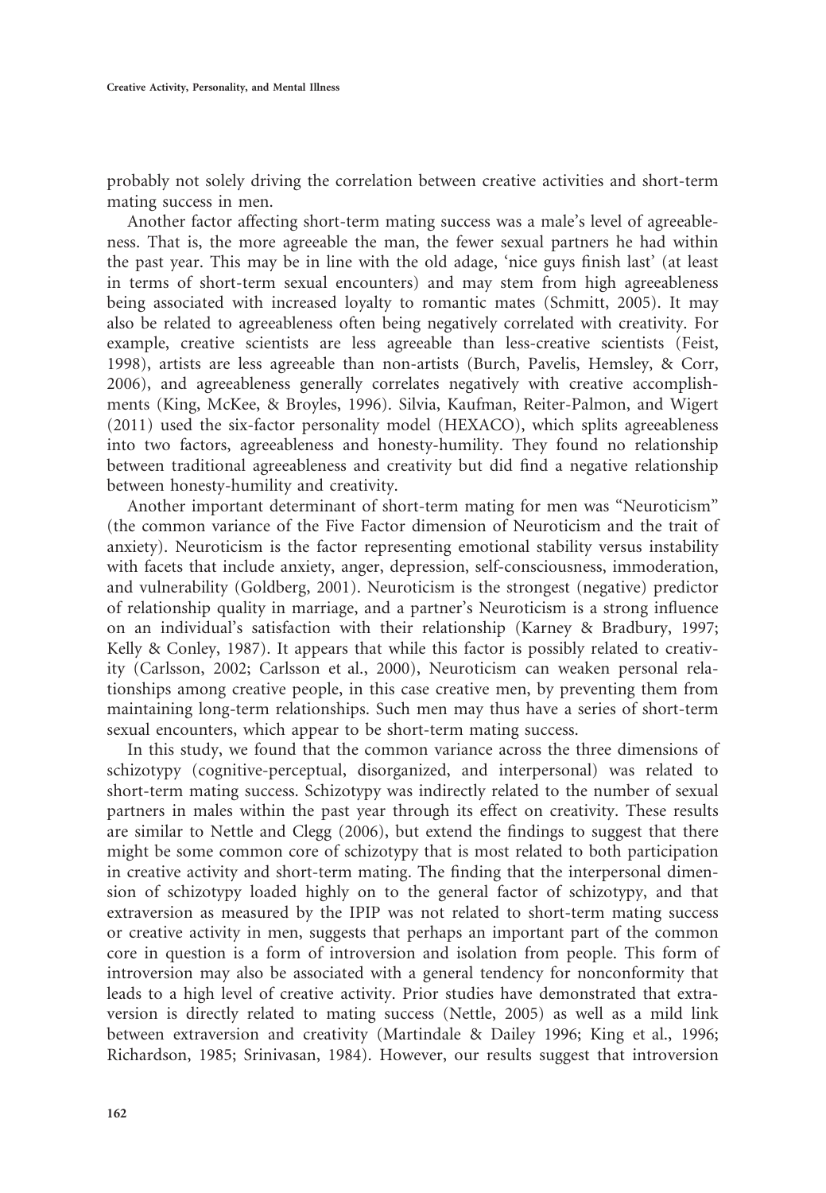probably not solely driving the correlation between creative activities and short-term mating success in men.

Another factor affecting short-term mating success was a male's level of agreeableness. That is, the more agreeable the man, the fewer sexual partners he had within the past year. This may be in line with the old adage, 'nice guys finish last' (at least in terms of short-term sexual encounters) and may stem from high agreeableness being associated with increased loyalty to romantic mates (Schmitt, 2005). It may also be related to agreeableness often being negatively correlated with creativity. For example, creative scientists are less agreeable than less-creative scientists (Feist, 1998), artists are less agreeable than non-artists (Burch, Pavelis, Hemsley, & Corr, 2006), and agreeableness generally correlates negatively with creative accomplishments (King, McKee, & Broyles, 1996). Silvia, Kaufman, Reiter-Palmon, and Wigert (2011) used the six-factor personality model (HEXACO), which splits agreeableness into two factors, agreeableness and honesty-humility. They found no relationship between traditional agreeableness and creativity but did find a negative relationship between honesty-humility and creativity.

Another important determinant of short-term mating for men was "Neuroticism" (the common variance of the Five Factor dimension of Neuroticism and the trait of anxiety). Neuroticism is the factor representing emotional stability versus instability with facets that include anxiety, anger, depression, self-consciousness, immoderation, and vulnerability (Goldberg, 2001). Neuroticism is the strongest (negative) predictor of relationship quality in marriage, and a partner's Neuroticism is a strong influence on an individual's satisfaction with their relationship (Karney & Bradbury, 1997; Kelly & Conley, 1987). It appears that while this factor is possibly related to creativity (Carlsson, 2002; Carlsson et al., 2000), Neuroticism can weaken personal relationships among creative people, in this case creative men, by preventing them from maintaining long-term relationships. Such men may thus have a series of short-term sexual encounters, which appear to be short-term mating success.

In this study, we found that the common variance across the three dimensions of schizotypy (cognitive-perceptual, disorganized, and interpersonal) was related to short-term mating success. Schizotypy was indirectly related to the number of sexual partners in males within the past year through its effect on creativity. These results are similar to Nettle and Clegg (2006), but extend the findings to suggest that there might be some common core of schizotypy that is most related to both participation in creative activity and short-term mating. The finding that the interpersonal dimension of schizotypy loaded highly on to the general factor of schizotypy, and that extraversion as measured by the IPIP was not related to short-term mating success or creative activity in men, suggests that perhaps an important part of the common core in question is a form of introversion and isolation from people. This form of introversion may also be associated with a general tendency for nonconformity that leads to a high level of creative activity. Prior studies have demonstrated that extraversion is directly related to mating success (Nettle, 2005) as well as a mild link between extraversion and creativity (Martindale & Dailey 1996; King et al., 1996; Richardson, 1985; Srinivasan, 1984). However, our results suggest that introversion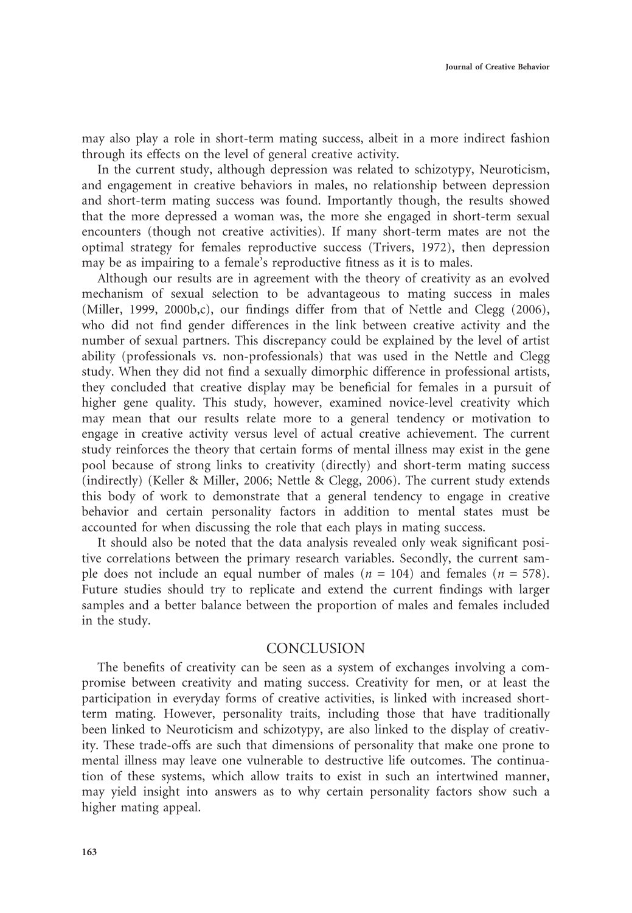may also play a role in short-term mating success, albeit in a more indirect fashion through its effects on the level of general creative activity.

In the current study, although depression was related to schizotypy, Neuroticism, and engagement in creative behaviors in males, no relationship between depression and short-term mating success was found. Importantly though, the results showed that the more depressed a woman was, the more she engaged in short-term sexual encounters (though not creative activities). If many short-term mates are not the optimal strategy for females reproductive success (Trivers, 1972), then depression may be as impairing to a female's reproductive fitness as it is to males.

Although our results are in agreement with the theory of creativity as an evolved mechanism of sexual selection to be advantageous to mating success in males (Miller, 1999, 2000b,c), our findings differ from that of Nettle and Clegg (2006), who did not find gender differences in the link between creative activity and the number of sexual partners. This discrepancy could be explained by the level of artist ability (professionals vs. non-professionals) that was used in the Nettle and Clegg study. When they did not find a sexually dimorphic difference in professional artists, they concluded that creative display may be beneficial for females in a pursuit of higher gene quality. This study, however, examined novice-level creativity which may mean that our results relate more to a general tendency or motivation to engage in creative activity versus level of actual creative achievement. The current study reinforces the theory that certain forms of mental illness may exist in the gene pool because of strong links to creativity (directly) and short-term mating success (indirectly) (Keller & Miller, 2006; Nettle & Clegg, 2006). The current study extends this body of work to demonstrate that a general tendency to engage in creative behavior and certain personality factors in addition to mental states must be accounted for when discussing the role that each plays in mating success.

It should also be noted that the data analysis revealed only weak significant positive correlations between the primary research variables. Secondly, the current sample does not include an equal number of males ($n$ = 104) and females ($n$ = 578). Future studies should try to replicate and extend the current findings with larger samples and a better balance between the proportion of males and females included in the study.

## CONCLUSION

The benefits of creativity can be seen as a system of exchanges involving a compromise between creativity and mating success. Creativity for men, or at least the participation in everyday forms of creative activities, is linked with increased short-term mating. However, personality traits, including those that have traditionally been linked to Neuroticism and schizotypy, are also linked to the display of creativity. These trade-offs are such that dimensions of personality that make one prone to mental illness may leave one vulnerable to destructive life outcomes. The continuation of these systems, which allow traits to exist in such an intertwined manner, may yield insight into answers as to why certain personality factors show such a higher mating appeal.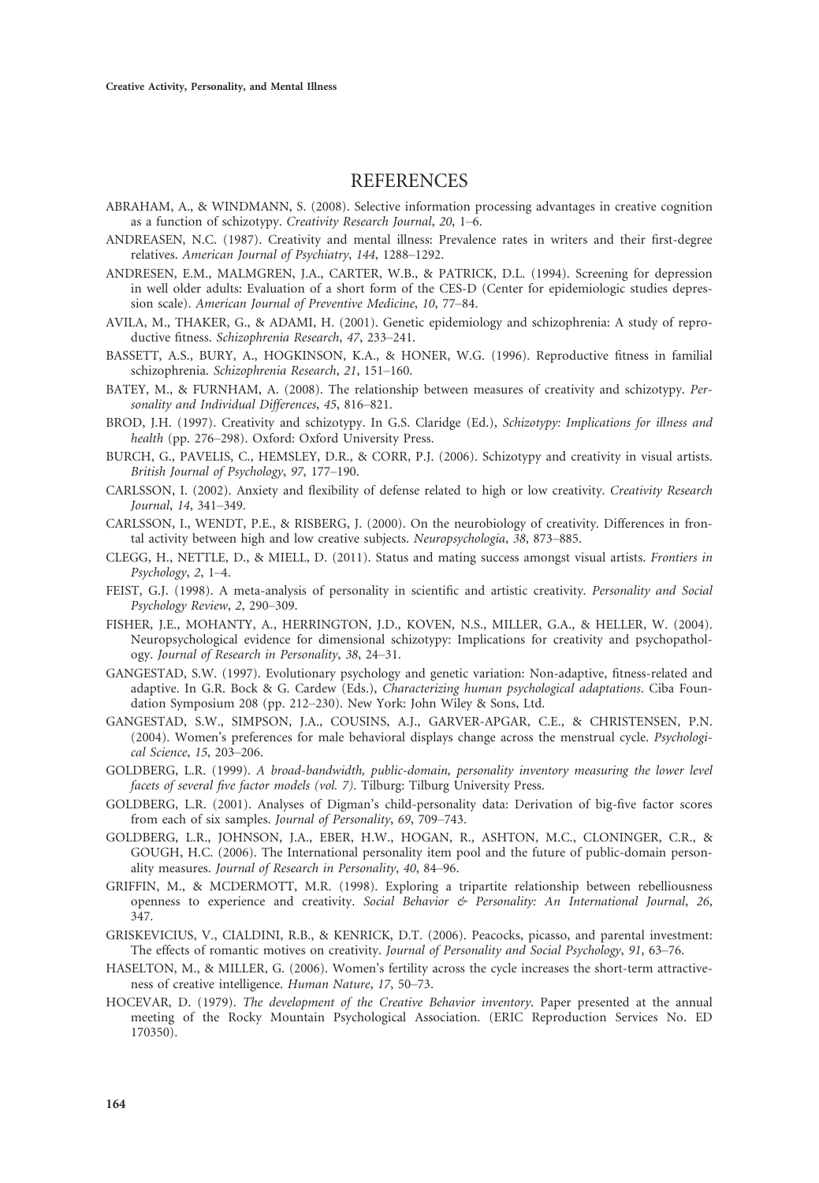# REFERENCES

ABRAHAM, A., & WINDMANN, S. (2008). Selective information processing advantages in creative cognition as a function of schizotypy. *Creativity Research Journal*, *20*, 1–6.

ANDREASEN, N.C. (1987). Creativity and mental illness: Prevalence rates in writers and their first-degree relatives. *American Journal of Psychiatry*, *144*, 1288–1292.

ANDRESEN, E.M., MALMGREN, J.A., CARTER, W.B., & PATRICK, D.L. (1994). Screening for depression in well older adults: Evaluation of a short form of the CES-D (Center for epidemiologic studies depression scale). *American Journal of Preventive Medicine*, *10*, 77–84.

AVILA, M., THAKER, G., & ADAMI, H. (2001). Genetic epidemiology and schizophrenia: A study of reproductive fitness. *Schizophrenia Research*, *47*, 233–241.

BASSETT, A.S., BURY, A., HOGKINSON, K.A., & HONER, W.G. (1996). Reproductive fitness in familial schizophrenia. *Schizophrenia Research*, *21*, 151–160.

BATEY, M., & FURNHAM, A. (2008). The relationship between measures of creativity and schizotypy. *Personality and Individual Differences*, *45*, 816–821.

BROD, J.H. (1997). Creativity and schizotypy. In G.S. Claridge (Ed.), *Schizotypy: Implications for illness and health* (pp. 276–298). Oxford: Oxford University Press.

BURCH, G., PAVELIS, C., HEMSLEY, D.R., & CORR, P.J. (2006). Schizotypy and creativity in visual artists. *British Journal of Psychology*, *97*, 177–190.

CARLSSON, I. (2002). Anxiety and flexibility of defense related to high or low creativity. *Creativity Research Journal*, *14*, 341–349.

CARLSSON, I., WENDT, P.E., & RISBERG, J. (2000). On the neurobiology of creativity. Differences in frontal activity between high and low creative subjects. *Neuropsychologia*, *38*, 873–885.

CLEGG, H., NETTLE, D., & MIELL, D. (2011). Status and mating success amongst visual artists. *Frontiers in Psychology*, *2*, 1–4.

FEIST, G.J. (1998). A meta-analysis of personality in scientific and artistic creativity. *Personality and Social Psychology Review*, *2*, 290–309.

FISHER, J.E., MOHANTY, A., HERRINGTON, J.D., KOVEN, N.S., MILLER, G.A., & HELLER, W. (2004). Neuropsychological evidence for dimensional schizotypy: Implications for creativity and psychopathology. *Journal of Research in Personality*, *38*, 24–31.

GANGESTAD, S.W. (1997). Evolutionary psychology and genetic variation: Non-adaptive, fitness-related and adaptive. In G.R. Bock & G. Cardew (Eds.), *Characterizing human psychological adaptations*. Ciba Foundation Symposium 208 (pp. 212–230). New York: John Wiley & Sons, Ltd.

GANGESTAD, S.W., SIMPSON, J.A., COUSINS, A.J., GARVER-APGAR, C.E., & CHRISTENSEN, P.N. (2004). Women's preferences for male behavioral displays change across the menstrual cycle. *Psychological Science*, *15*, 203–206.

GOLDBERG, L.R. (1999). *A broad-bandwidth, public-domain, personality inventory measuring the lower level facets of several five factor models (vol. 7)*. Tilburg: Tilburg University Press.

GOLDBERG, L.R. (2001). Analyses of Digman's child-personality data: Derivation of big-five factor scores from each of six samples. *Journal of Personality*, *69*, 709–743.

GOLDBERG, L.R., JOHNSON, J.A., EBER, H.W., HOGAN, R., ASHTON, M.C., CLONINGER, C.R., & GOUGH, H.C. (2006). The International personality item pool and the future of public-domain personality measures. *Journal of Research in Personality*, *40*, 84–96.

GRIFFIN, M., & MCDERMOTT, M.R. (1998). Exploring a tripartite relationship between rebelliousness openness to experience and creativity. *Social Behavior & Personality: An International Journal*, *26*, 347.

GRISKEVICIUS, V., CIALDINI, R.B., & KENRICK, D.T. (2006). Peacocks, picasso, and parental investment: The effects of romantic motives on creativity. *Journal of Personality and Social Psychology*, *91*, 63–76.

HASELTON, M., & MILLER, G. (2006). Women's fertility across the cycle increases the short-term attractiveness of creative intelligence. *Human Nature*, *17*, 50–73.

HOCEVAR, D. (1979). *The development of the Creative Behavior inventory*. Paper presented at the annual meeting of the Rocky Mountain Psychological Association. (ERIC Reproduction Services No. ED 170350).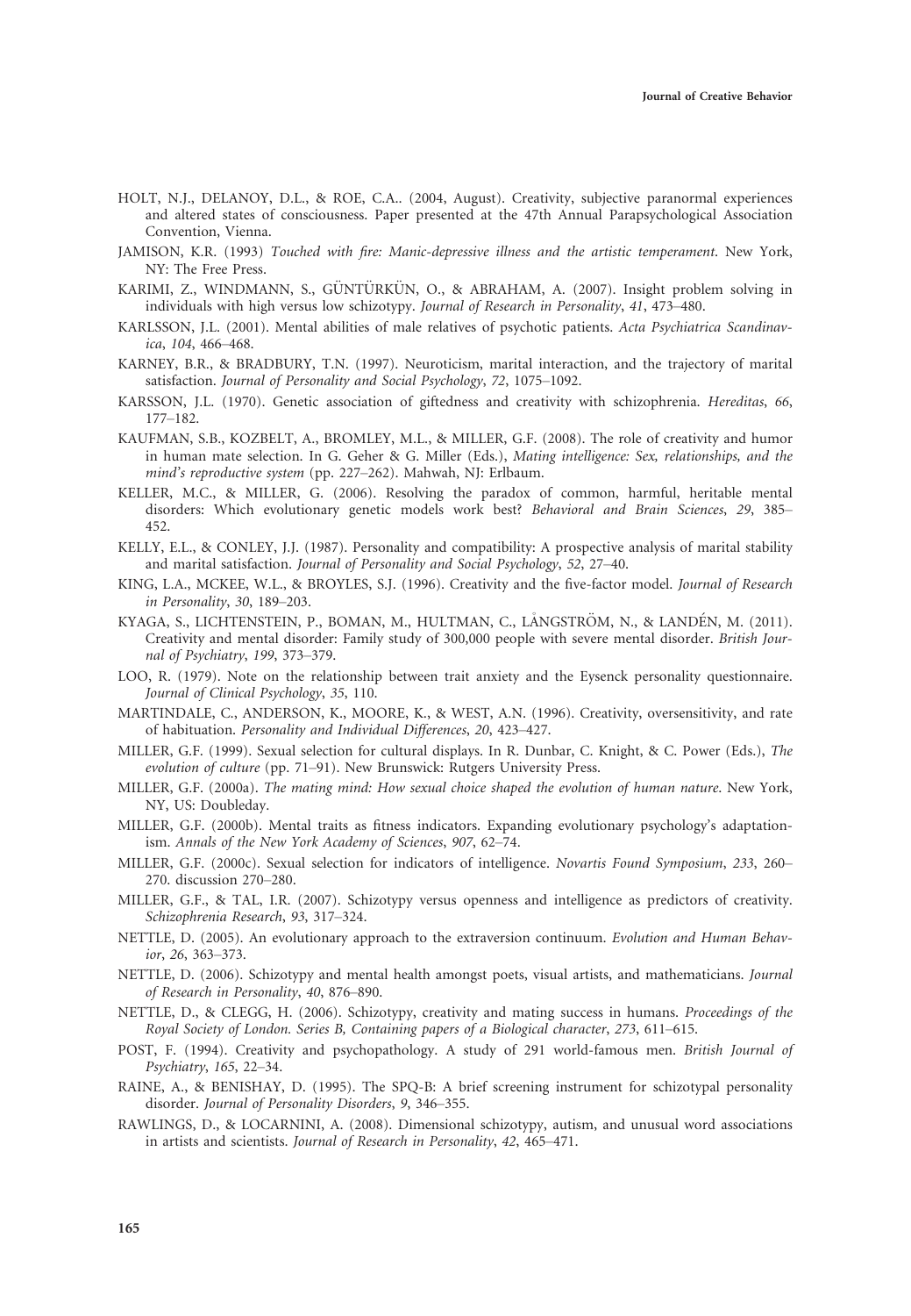HOLT, N.J., DELANOY, D.L., & ROE, C.A.. (2004, August). Creativity, subjective paranormal experiences and altered states of consciousness. Paper presented at the 47th Annual Parapsychological Association Convention, Vienna.

JAMISON, K.R. (1993) *Touched with fire: Manic-depressive illness and the artistic temperament*. New York, NY: The Free Press.

KARIMI, Z., WINDMANN, S., GÜNTÜRKÜN, O., & ABRAHAM, A. (2007). Insight problem solving in individuals with high versus low schizotypy. *Journal of Research in Personality*, *41*, 473–480.

KARLSSON, J.L. (2001). Mental abilities of male relatives of psychotic patients. *Acta Psychiatrica Scandinavica*, *104*, 466–468.

KARNEY, B.R., & BRADBURY, T.N. (1997). Neuroticism, marital interaction, and the trajectory of marital satisfaction. *Journal of Personality and Social Psychology*, *72*, 1075–1092.

KARSSON, J.L. (1970). Genetic association of giftedness and creativity with schizophrenia. *Hereditas*, *66*, 177–182.

KAUFMAN, S.B., KOZBELT, A., BROMLEY, M.L., & MILLER, G.F. (2008). The role of creativity and humor in human mate selection. In G. Geher & G. Miller (Eds.), *Mating intelligence: Sex, relationships, and the mind's reproductive system* (pp. 227–262). Mahwah, NJ: Erlbaum.

KELLER, M.C., & MILLER, G. (2006). Resolving the paradox of common, harmful, heritable mental disorders: Which evolutionary genetic models work best? *Behavioral and Brain Sciences*, *29*, 385–452.

KELLY, E.L., & CONLEY, J.J. (1987). Personality and compatibility: A prospective analysis of marital stability and marital satisfaction. *Journal of Personality and Social Psychology*, *52*, 27–40.

KING, L.A., MCKEE, W.L., & BROYLES, S.J. (1996). Creativity and the five-factor model. *Journal of Research in Personality*, *30*, 189–203.

KYAGA, S., LICHTENSTEIN, P., BOMAN, M., HULTMAN, C., LÅNGSTRÖM, N., & LANDÉN, M. (2011). Creativity and mental disorder: Family study of 300,000 people with severe mental disorder. *British Journal of Psychiatry*, *199*, 373–379.

LOO, R. (1979). Note on the relationship between trait anxiety and the Eysenck personality questionnaire. *Journal of Clinical Psychology*, *35*, 110.

MARTINDALE, C., ANDERSON, K., MOORE, K., & WEST, A.N. (1996). Creativity, oversensitivity, and rate of habituation. *Personality and Individual Differences*, *20*, 423–427.

MILLER, G.F. (1999). Sexual selection for cultural displays. In R. Dunbar, C. Knight, & C. Power (Eds.), *The evolution of culture* (pp. 71–91). New Brunswick: Rutgers University Press.

MILLER, G.F. (2000a). *The mating mind: How sexual choice shaped the evolution of human nature*. New York, NY, US: Doubleday.

MILLER, G.F. (2000b). Mental traits as fitness indicators. Expanding evolutionary psychology's adaptationism. *Annals of the New York Academy of Sciences*, *907*, 62–74.

MILLER, G.F. (2000c). Sexual selection for indicators of intelligence. *Novartis Found Symposium*, *233*, 260–270. discussion 270–280.

MILLER, G.F., & TAL, I.R. (2007). Schizotypy versus openness and intelligence as predictors of creativity. *Schizophrenia Research*, *93*, 317–324.

NETTLE, D. (2005). An evolutionary approach to the extraversion continuum. *Evolution and Human Behavior*, *26*, 363–373.

NETTLE, D. (2006). Schizotypy and mental health amongst poets, visual artists, and mathematicians. *Journal of Research in Personality*, *40*, 876–890.

NETTLE, D., & CLEGG, H. (2006). Schizotypy, creativity and mating success in humans. *Proceedings of the Royal Society of London. Series B, Containing papers of a Biological character*, *273*, 611–615.

POST, F. (1994). Creativity and psychopathology. A study of 291 world-famous men. *British Journal of Psychiatry*, *165*, 22–34.

RAINE, A., & BENISHAY, D. (1995). The SPQ-B: A brief screening instrument for schizotypal personality disorder. *Journal of Personality Disorders*, *9*, 346–355.

RAWLINGS, D., & LOCARNINI, A. (2008). Dimensional schizotypy, autism, and unusual word associations in artists and scientists. *Journal of Research in Personality*, *42*, 465–471.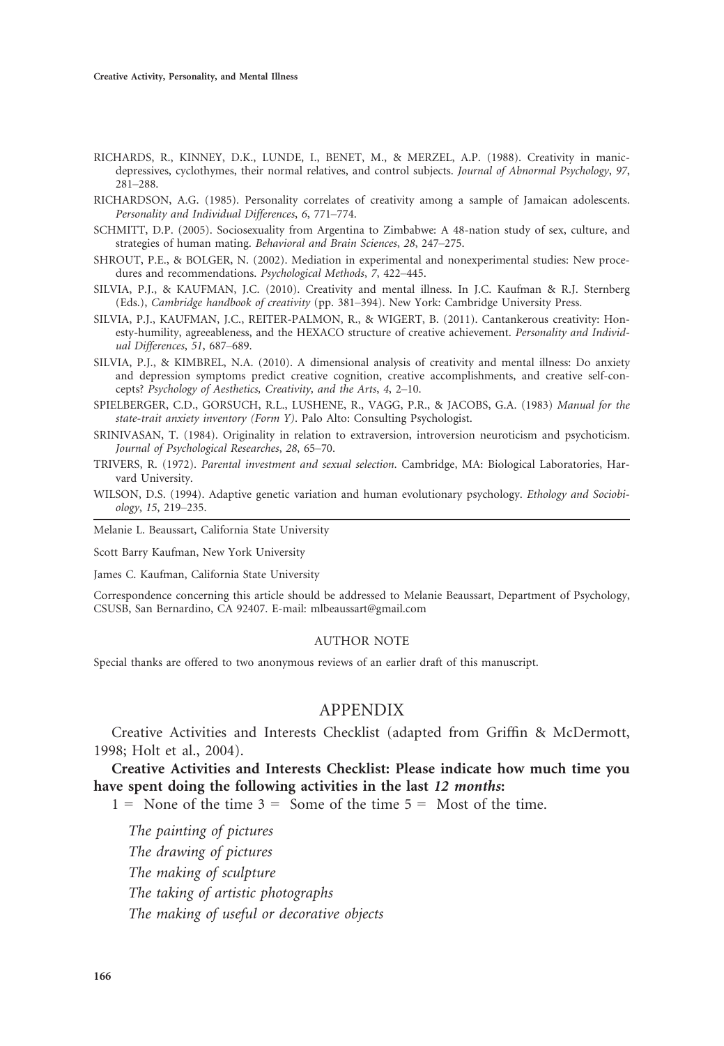RICHARDS, R., KINNEY, D.K., LUNDE, I., BENET, M., & MERZEL, A.P. (1988). Creativity in manic-depressives, cyclothymes, their normal relatives, and control subjects. *Journal of Abnormal Psychology*, *97*, 281–288.

RICHARDSON, A.G. (1985). Personality correlates of creativity among a sample of Jamaican adolescents. *Personality and Individual Differences*, *6*, 771–774.

SCHMITT, D.P. (2005). Sociosexuality from Argentina to Zimbabwe: A 48-nation study of sex, culture, and strategies of human mating. *Behavioral and Brain Sciences*, *28*, 247–275.

SHROUT, P.E., & BOLGER, N. (2002). Mediation in experimental and nonexperimental studies: New procedures and recommendations. *Psychological Methods*, *7*, 422–445.

SILVIA, P.J., & KAUFMAN, J.C. (2010). Creativity and mental illness. In J.C. Kaufman & R.J. Sternberg (Eds.), *Cambridge handbook of creativity* (pp. 381–394). New York: Cambridge University Press.

SILVIA, P.J., KAUFMAN, J.C., REITER-PALMON, R., & WIGERT, B. (2011). Cantankerous creativity: Honesty-humility, agreeableness, and the HEXACO structure of creative achievement. *Personality and Individual Differences*, *51*, 687–689.

SILVIA, P.J., & KIMBREL, N.A. (2010). A dimensional analysis of creativity and mental illness: Do anxiety and depression symptoms predict creative cognition, creative accomplishments, and creative self-concepts? *Psychology of Aesthetics, Creativity, and the Arts*, *4*, 2–10.

SPIELBERGER, C.D., GORSUCH, R.L., LUSHENE, R., VAGG, P.R., & JACOBS, G.A. (1983) *Manual for the state-trait anxiety inventory (Form Y)*. Palo Alto: Consulting Psychologist.

SRINIVASAN, T. (1984). Originality in relation to extraversion, introversion neuroticism and psychoticism. *Journal of Psychological Researches*, *28*, 65–70.

TRIVERS, R. (1972). *Parental investment and sexual selection*. Cambridge, MA: Biological Laboratories, Harvard University.

WILSON, D.S. (1994). Adaptive genetic variation and human evolutionary psychology. *Ethology and Sociobiology*, *15*, 219–235.

---

Melanie L. Beaussart, California State University

Scott Barry Kaufman, New York University

James C. Kaufman, California State University

Correspondence concerning this article should be addressed to Melanie Beaussart, Department of Psychology, CSUSB, San Bernardino, CA 92407. E-mail: mlbeaussart@gmail.com

## AUTHOR NOTE

Special thanks are offered to two anonymous reviews of an earlier draft of this manuscript.

# APPENDIX

Creative Activities and Interests Checklist (adapted from Griffin & McDermott, 1998; Holt et al., 2004).

**Creative Activities and Interests Checklist: Please indicate how much time you have spent doing the following activities in the last *12 months*:**

1 = None of the time 3 = Some of the time 5 = Most of the time.

*The painting of pictures*

*The drawing of pictures*

*The making of sculpture*

*The taking of artistic photographs*

*The making of useful or decorative objects*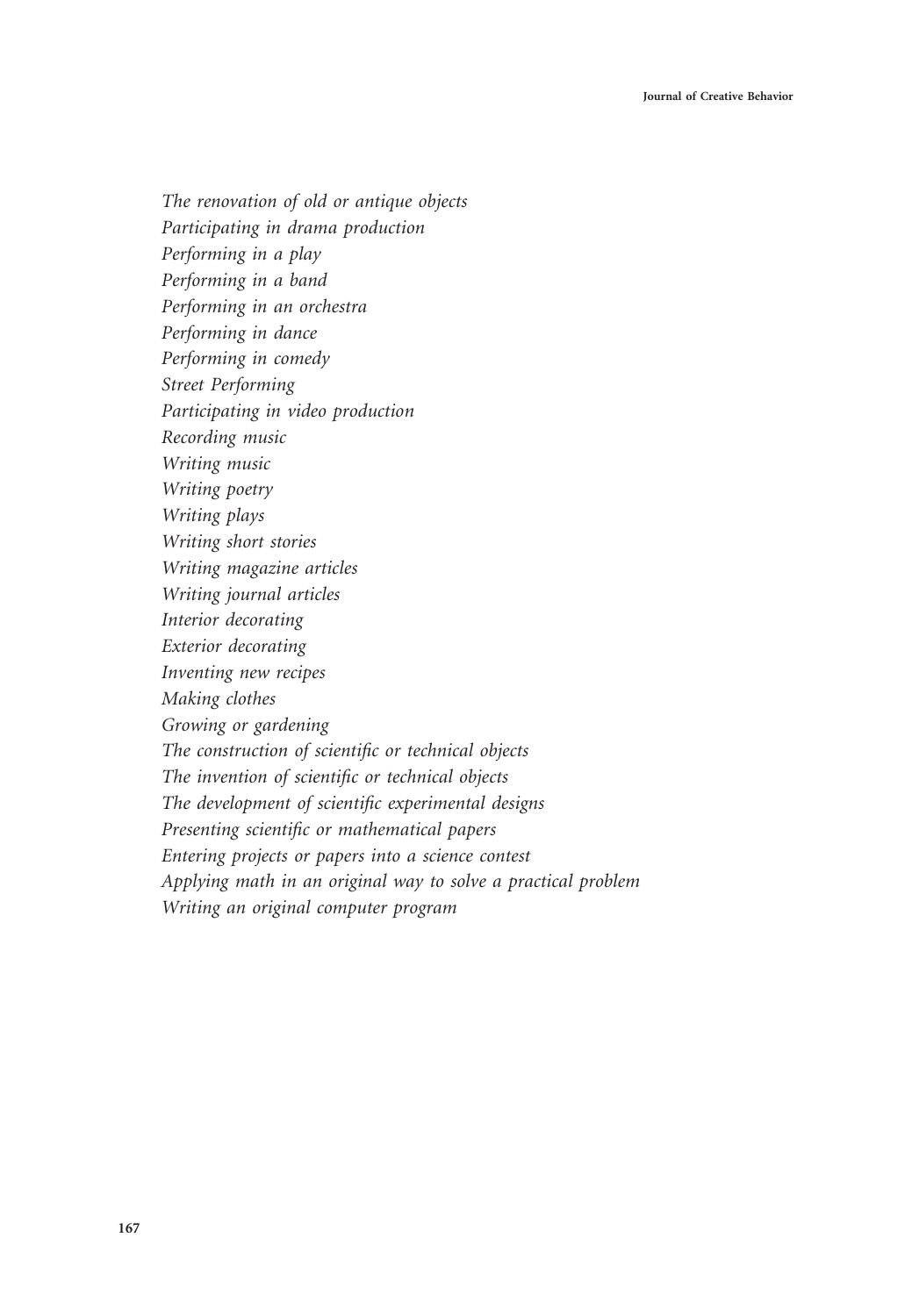*The renovation of old or antique objects*
*Participating in drama production*
*Performing in a play*
*Performing in a band*
*Performing in an orchestra*
*Performing in dance*
*Performing in comedy*
*Street Performing*
*Participating in video production*
*Recording music*
*Writing music*
*Writing poetry*
*Writing plays*
*Writing short stories*
*Writing magazine articles*
*Writing journal articles*
*Interior decorating*
*Exterior decorating*
*Inventing new recipes*
*Making clothes*
*Growing or gardening*
*The construction of scientific or technical objects*
*The invention of scientific or technical objects*
*The development of scientific experimental designs*
*Presenting scientific or mathematical papers*
*Entering projects or papers into a science contest*
*Applying math in an original way to solve a practical problem*
*Writing an original computer program*